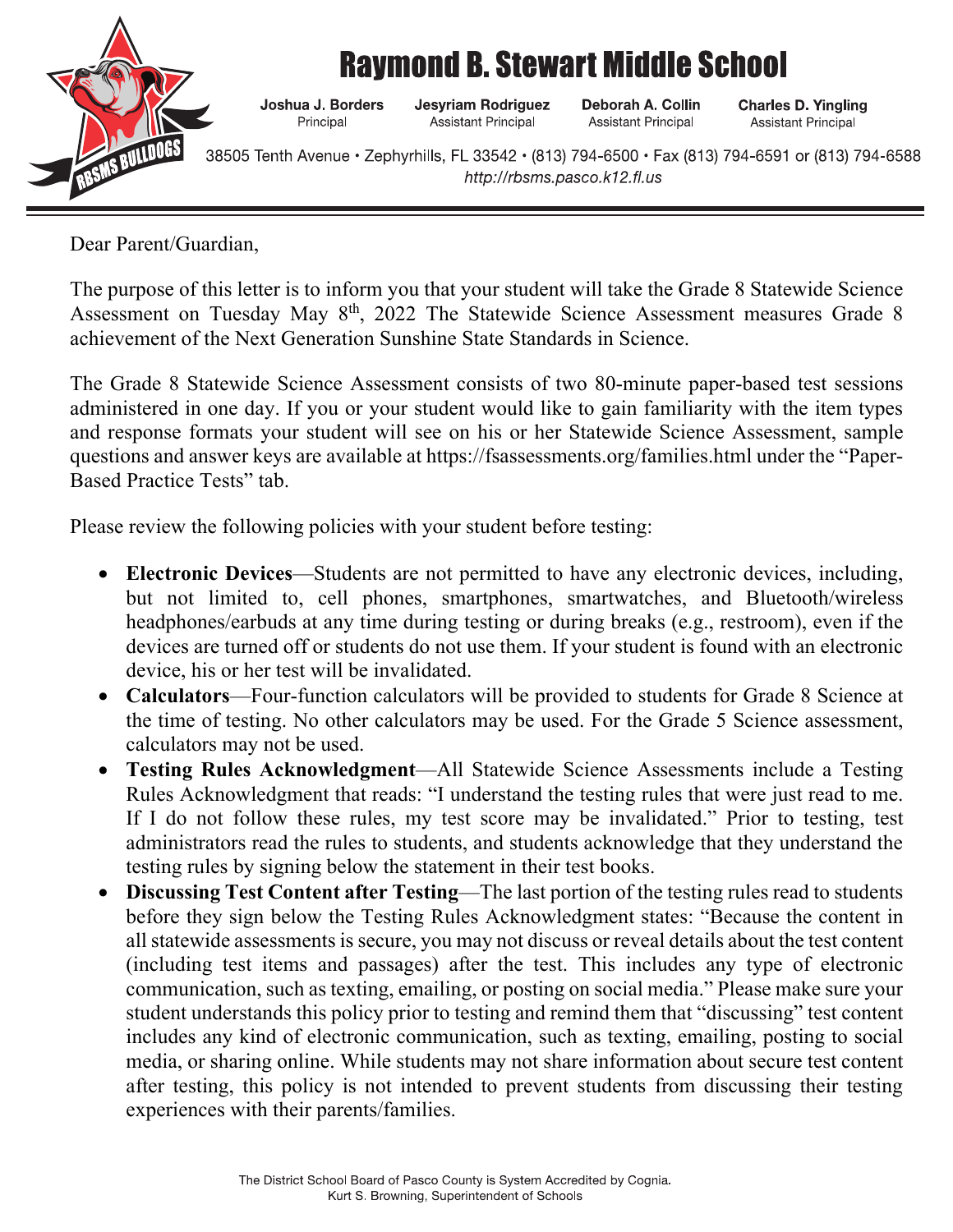# Raymond B. Stewart Middle School

**Joshua J. Borders**
Principal

**Jesyriam Rodriguez**
Assistant Principal

**Deborah A. Collin**
Assistant Principal

**Charles D. Yingling**
Assistant Principal

38505 Tenth Avenue • Zephyrhills, FL 33542 • (813) 794-6500 • Fax (813) 794-6591 or (813) 794-6588
*http://rbsms.pasco.k12.fl.us*

---

Dear Parent/Guardian,

The purpose of this letter is to inform you that your student will take the Grade 8 Statewide Science Assessment on Tuesday May 8th, 2022 The Statewide Science Assessment measures Grade 8 achievement of the Next Generation Sunshine State Standards in Science.

The Grade 8 Statewide Science Assessment consists of two 80-minute paper-based test sessions administered in one day. If you or your student would like to gain familiarity with the item types and response formats your student will see on his or her Statewide Science Assessment, sample questions and answer keys are available at https://fsassessments.org/families.html under the "Paper-Based Practice Tests" tab.

Please review the following policies with your student before testing:

- **Electronic Devices**—Students are not permitted to have any electronic devices, including, but not limited to, cell phones, smartphones, smartwatches, and Bluetooth/wireless headphones/earbuds at any time during testing or during breaks (e.g., restroom), even if the devices are turned off or students do not use them. If your student is found with an electronic device, his or her test will be invalidated.
- **Calculators**—Four-function calculators will be provided to students for Grade 8 Science at the time of testing. No other calculators may be used. For the Grade 5 Science assessment, calculators may not be used.
- **Testing Rules Acknowledgment**—All Statewide Science Assessments include a Testing Rules Acknowledgment that reads: "I understand the testing rules that were just read to me. If I do not follow these rules, my test score may be invalidated." Prior to testing, test administrators read the rules to students, and students acknowledge that they understand the testing rules by signing below the statement in their test books.
- **Discussing Test Content after Testing**—The last portion of the testing rules read to students before they sign below the Testing Rules Acknowledgment states: "Because the content in all statewide assessments is secure, you may not discuss or reveal details about the test content (including test items and passages) after the test. This includes any type of electronic communication, such as texting, emailing, or posting on social media." Please make sure your student understands this policy prior to testing and remind them that "discussing" test content includes any kind of electronic communication, such as texting, emailing, posting to social media, or sharing online. While students may not share information about secure test content after testing, this policy is not intended to prevent students from discussing their testing experiences with their parents/families.

The District School Board of Pasco County is System Accredited by Cognia.
Kurt S. Browning, Superintendent of Schools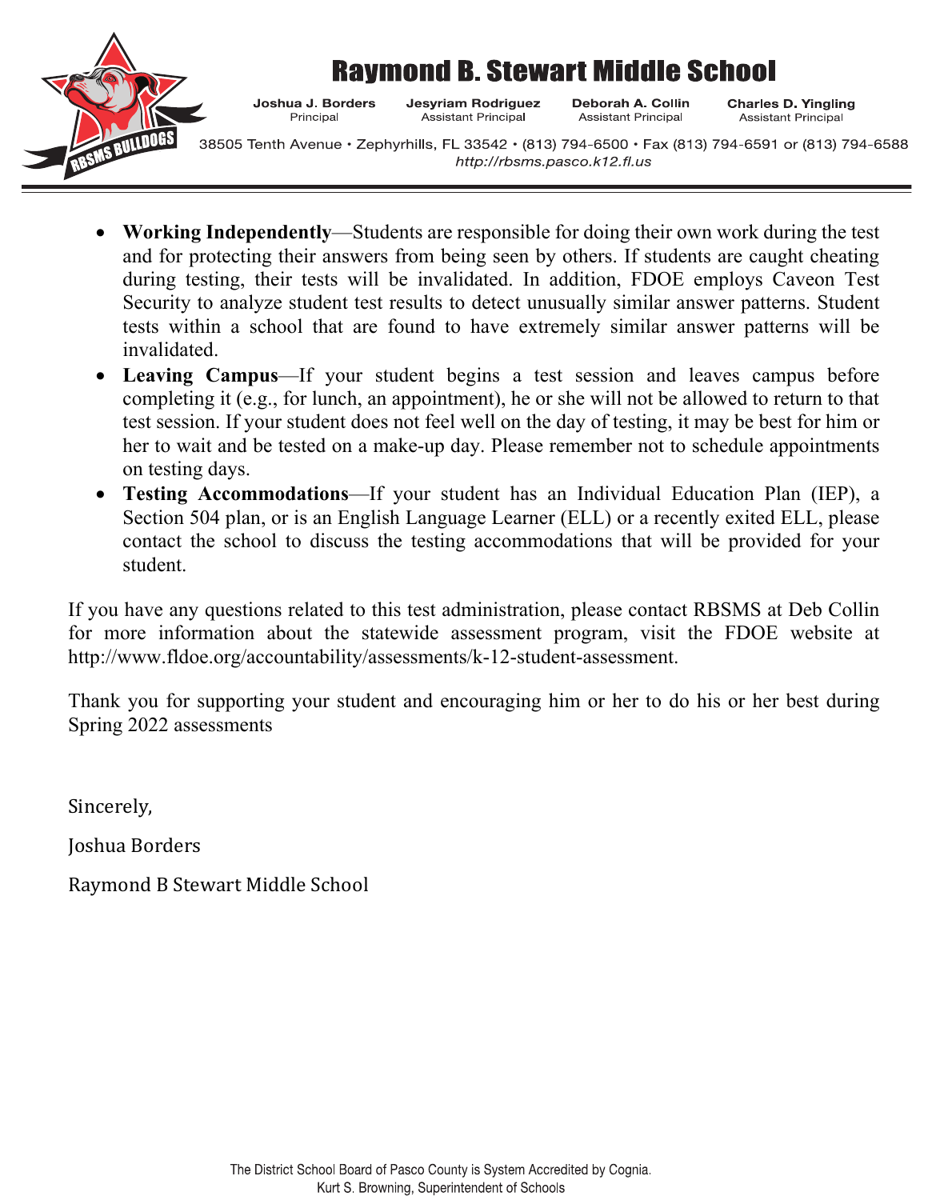# Raymond B. Stewart Middle School

**Joshua J. Borders** Principal | **Jesyriam Rodriguez** Assistant Principal | **Deborah A. Collin** Assistant Principal | **Charles D. Yingling** Assistant Principal

38505 Tenth Avenue • Zephyrhills, FL 33542 • (813) 794-6500 • Fax (813) 794-6591 or (813) 794-6588
*http://rbsms.pasco.k12.fl.us*

- **Working Independently**—Students are responsible for doing their own work during the test and for protecting their answers from being seen by others. If students are caught cheating during testing, their tests will be invalidated. In addition, FDOE employs Caveon Test Security to analyze student test results to detect unusually similar answer patterns. Student tests within a school that are found to have extremely similar answer patterns will be invalidated.
- **Leaving Campus**—If your student begins a test session and leaves campus before completing it (e.g., for lunch, an appointment), he or she will not be allowed to return to that test session. If your student does not feel well on the day of testing, it may be best for him or her to wait and be tested on a make-up day. Please remember not to schedule appointments on testing days.
- **Testing Accommodations**—If your student has an Individual Education Plan (IEP), a Section 504 plan, or is an English Language Learner (ELL) or a recently exited ELL, please contact the school to discuss the testing accommodations that will be provided for your student.

If you have any questions related to this test administration, please contact RBSMS at Deb Collin for more information about the statewide assessment program, visit the FDOE website at http://www.fldoe.org/accountability/assessments/k-12-student-assessment.

Thank you for supporting your student and encouraging him or her to do his or her best during Spring 2022 assessments

Sincerely,

Joshua Borders

Raymond B Stewart Middle School

The District School Board of Pasco County is System Accredited by Cognia.
Kurt S. Browning, Superintendent of Schools